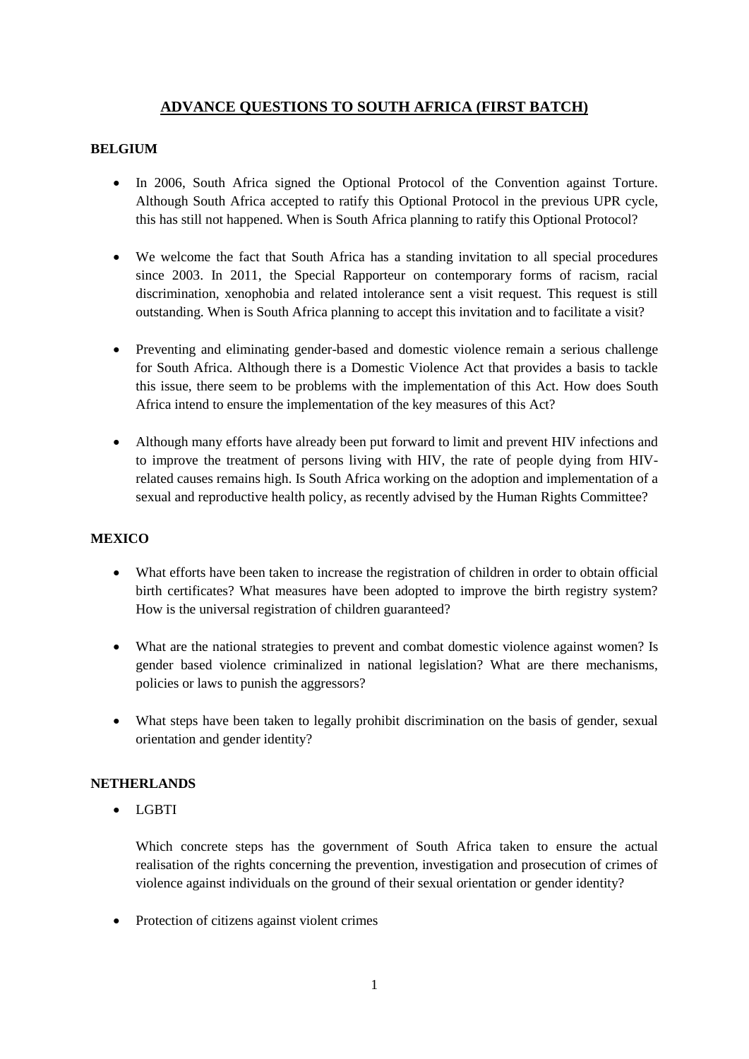# ADVANCE QUESTIONS TO SOUTH AFRICA (FIRST BATCH)

**BELGIUM**

- In 2006, South Africa signed the Optional Protocol of the Convention against Torture. Although South Africa accepted to ratify this Optional Protocol in the previous UPR cycle, this has still not happened. When is South Africa planning to ratify this Optional Protocol?

- We welcome the fact that South Africa has a standing invitation to all special procedures since 2003. In 2011, the Special Rapporteur on contemporary forms of racism, racial discrimination, xenophobia and related intolerance sent a visit request. This request is still outstanding. When is South Africa planning to accept this invitation and to facilitate a visit?

- Preventing and eliminating gender-based and domestic violence remain a serious challenge for South Africa. Although there is a Domestic Violence Act that provides a basis to tackle this issue, there seem to be problems with the implementation of this Act. How does South Africa intend to ensure the implementation of the key measures of this Act?

- Although many efforts have already been put forward to limit and prevent HIV infections and to improve the treatment of persons living with HIV, the rate of people dying from HIV-related causes remains high. Is South Africa working on the adoption and implementation of a sexual and reproductive health policy, as recently advised by the Human Rights Committee?

**MEXICO**

- What efforts have been taken to increase the registration of children in order to obtain official birth certificates? What measures have been adopted to improve the birth registry system? How is the universal registration of children guaranteed?

- What are the national strategies to prevent and combat domestic violence against women? Is gender based violence criminalized in national legislation? What are there mechanisms, policies or laws to punish the aggressors?

- What steps have been taken to legally prohibit discrimination on the basis of gender, sexual orientation and gender identity?

**NETHERLANDS**

- LGBTI

  Which concrete steps has the government of South Africa taken to ensure the actual realisation of the rights concerning the prevention, investigation and prosecution of crimes of violence against individuals on the ground of their sexual orientation or gender identity?

- Protection of citizens against violent crimes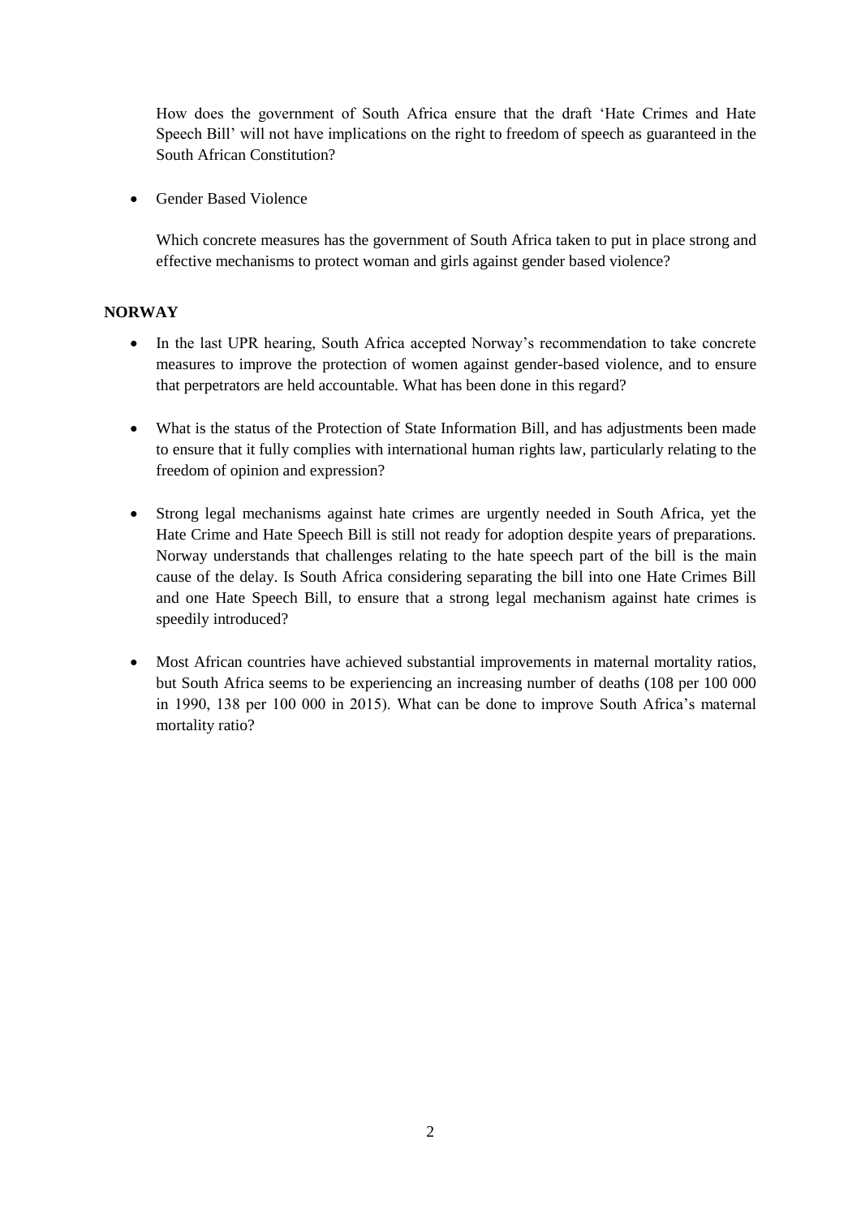How does the government of South Africa ensure that the draft 'Hate Crimes and Hate Speech Bill' will not have implications on the right to freedom of speech as guaranteed in the South African Constitution?

- Gender Based Violence

  Which concrete measures has the government of South Africa taken to put in place strong and effective mechanisms to protect woman and girls against gender based violence?

**NORWAY**

- In the last UPR hearing, South Africa accepted Norway's recommendation to take concrete measures to improve the protection of women against gender-based violence, and to ensure that perpetrators are held accountable. What has been done in this regard?

- What is the status of the Protection of State Information Bill, and has adjustments been made to ensure that it fully complies with international human rights law, particularly relating to the freedom of opinion and expression?

- Strong legal mechanisms against hate crimes are urgently needed in South Africa, yet the Hate Crime and Hate Speech Bill is still not ready for adoption despite years of preparations. Norway understands that challenges relating to the hate speech part of the bill is the main cause of the delay. Is South Africa considering separating the bill into one Hate Crimes Bill and one Hate Speech Bill, to ensure that a strong legal mechanism against hate crimes is speedily introduced?

- Most African countries have achieved substantial improvements in maternal mortality ratios, but South Africa seems to be experiencing an increasing number of deaths (108 per 100 000 in 1990, 138 per 100 000 in 2015). What can be done to improve South Africa's maternal mortality ratio?